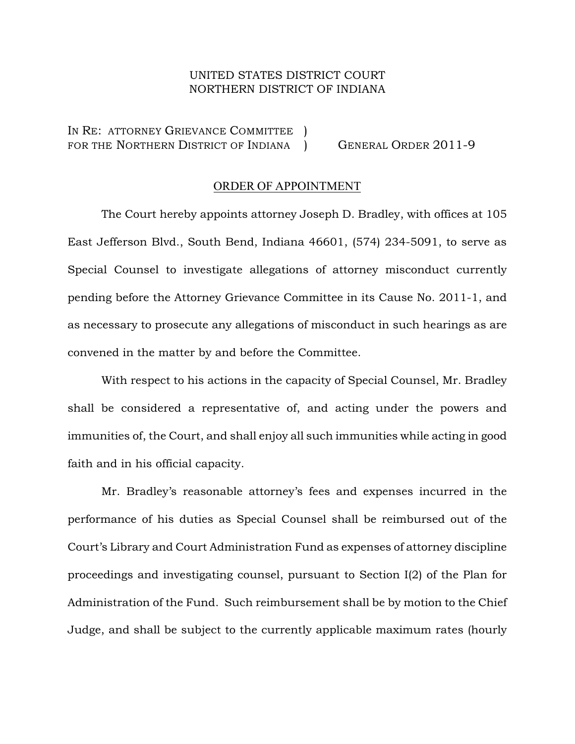UNITED STATES DISTRICT COURT
NORTHERN DISTRICT OF INDIANA

IN RE: ATTORNEY GRIEVANCE COMMITTEE )
FOR THE NORTHERN DISTRICT OF INDIANA ) GENERAL ORDER 2011-9

## ORDER OF APPOINTMENT

The Court hereby appoints attorney Joseph D. Bradley, with offices at 105 East Jefferson Blvd., South Bend, Indiana 46601, (574) 234-5091, to serve as Special Counsel to investigate allegations of attorney misconduct currently pending before the Attorney Grievance Committee in its Cause No. 2011-1, and as necessary to prosecute any allegations of misconduct in such hearings as are convened in the matter by and before the Committee.

With respect to his actions in the capacity of Special Counsel, Mr. Bradley shall be considered a representative of, and acting under the powers and immunities of, the Court, and shall enjoy all such immunities while acting in good faith and in his official capacity.

Mr. Bradley's reasonable attorney's fees and expenses incurred in the performance of his duties as Special Counsel shall be reimbursed out of the Court's Library and Court Administration Fund as expenses of attorney discipline proceedings and investigating counsel, pursuant to Section I(2) of the Plan for Administration of the Fund. Such reimbursement shall be by motion to the Chief Judge, and shall be subject to the currently applicable maximum rates (hourly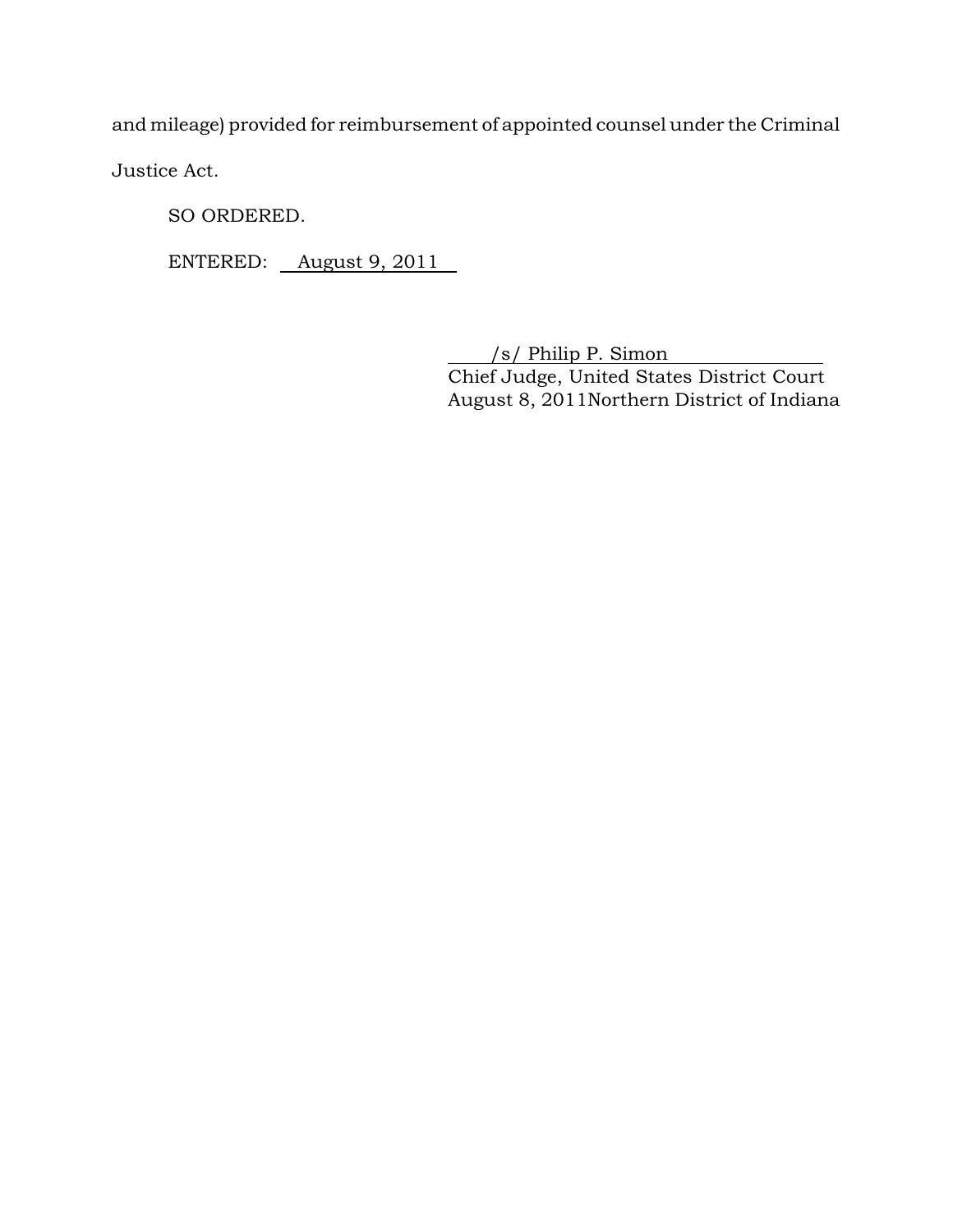and mileage) provided for reimbursement of appointed counsel under the Criminal Justice Act.

SO ORDERED.

ENTERED: August 9, 2011

/s/ Philip P. Simon
Chief Judge, United States District Court
August 8, 2011Northern District of Indiana